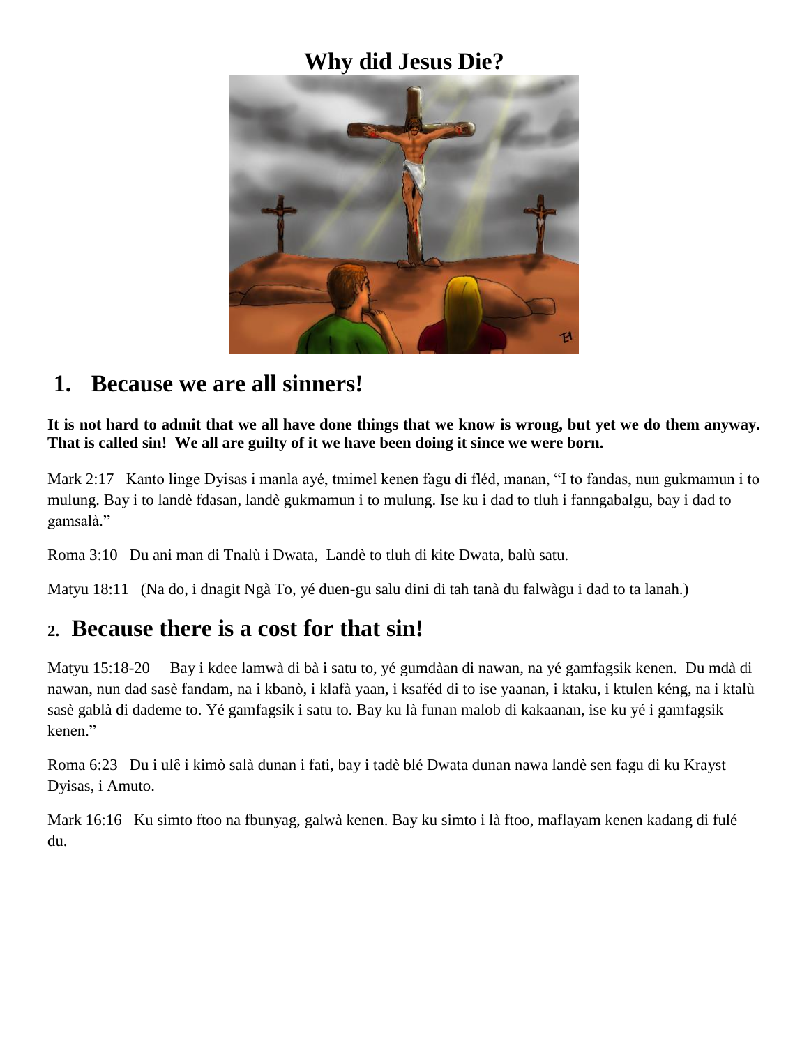# Why did Jesus Die?

## 1. Because we are all sinners!

**It is not hard to admit that we all have done things that we know is wrong, but yet we do them anyway. That is called sin! We all are guilty of it we have been doing it since we were born.**

Mark 2:17 Kanto linge Dyisas i manla ayé, tmimel kenen fagu di fléd, manan, "I to fandas, nun gukmamun i to mulung. Bay i to landè fdasan, landè gukmamun i to mulung. Ise ku i dad to tluh i fanngabalgu, bay i dad to gamsalà."

Roma 3:10 Du ani man di Tnalù i Dwata, Landè to tluh di kite Dwata, balù satu.

Matyu 18:11 (Na do, i dnagit Ngà To, yé duen-gu salu dini di tah tanà du falwàgu i dad to ta lanah.)

## 2. Because there is a cost for that sin!

Matyu 15:18-20 Bay i kdee lamwà di bà i satu to, yé gumdàan di nawan, na yé gamfagsik kenen. Du mdà di nawan, nun dad sasè fandam, na i kbanò, i klafà yaan, i ksaféd di to ise yaanan, i ktaku, i ktulen kéng, na i ktalù sasè gablà di dademe to. Yé gamfagsik i satu to. Bay ku là funan malob di kakaanan, ise ku yé i gamfagsik kenen."

Roma 6:23 Du i ulê i kimò salà dunan i fati, bay i tadè blé Dwata dunan nawa landè sen fagu di ku Krayst Dyisas, i Amuto.

Mark 16:16 Ku simto ftoo na fbunyag, galwà kenen. Bay ku simto i là ftoo, maflayam kenen kadang di fulé du.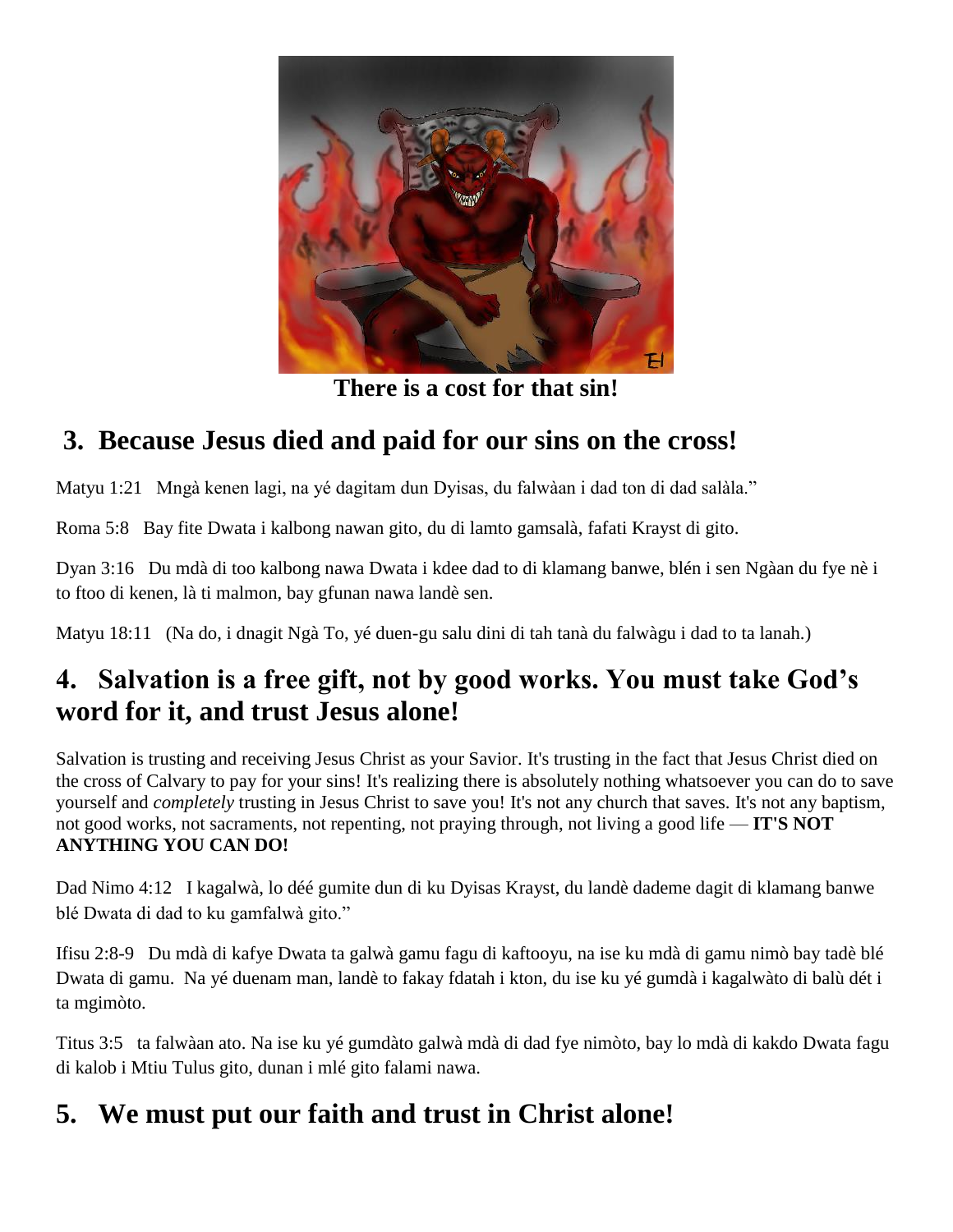**There is a cost for that sin!**

## 3. Because Jesus died and paid for our sins on the cross!

Matyu 1:21   Mngà kenen lagi, na yé dagitam dun Dyisas, du falwàan i dad ton di dad salàla."

Roma 5:8   Bay fite Dwata i kalbong nawan gito, du di lamto gamsalà, fafati Krayst di gito.

Dyan 3:16   Du mdà di too kalbong nawa Dwata i kdee dad to di klamang banwe, blén i sen Ngàan du fye nè i to ftoo di kenen, là ti malmon, bay gfunan nawa landè sen.

Matyu 18:11   (Na do, i dnagit Ngà To, yé duen-gu salu dini di tah tanà du falwàgu i dad to ta lanah.)

## 4. Salvation is a free gift, not by good works. You must take God's word for it, and trust Jesus alone!

Salvation is trusting and receiving Jesus Christ as your Savior. It's trusting in the fact that Jesus Christ died on the cross of Calvary to pay for your sins! It's realizing there is absolutely nothing whatsoever you can do to save yourself and *completely* trusting in Jesus Christ to save you! It's not any church that saves. It's not any baptism, not good works, not sacraments, not repenting, not praying through, not living a good life — **IT'S NOT ANYTHING YOU CAN DO!**

Dad Nimo 4:12   I kagalwà, lo déé gumite dun di ku Dyisas Krayst, du landè dademe dagit di klamang banwe blé Dwata di dad to ku gamfalwà gito."

Ifisu 2:8-9   Du mdà di kafye Dwata ta galwà gamu fagu di kaftooyu, na ise ku mdà di gamu nimò bay tadè blé Dwata di gamu. Na yé duenam man, landè to fakay fdatah i kton, du ise ku yé gumdà i kagalwàto di balù dét i ta mgimòto.

Titus 3:5   ta falwàan ato. Na ise ku yé gumdàto galwà mdà di dad fye nimòto, bay lo mdà di kakdo Dwata fagu di kalob i Mtiu Tulus gito, dunan i mlé gito falami nawa.

## 5. We must put our faith and trust in Christ alone!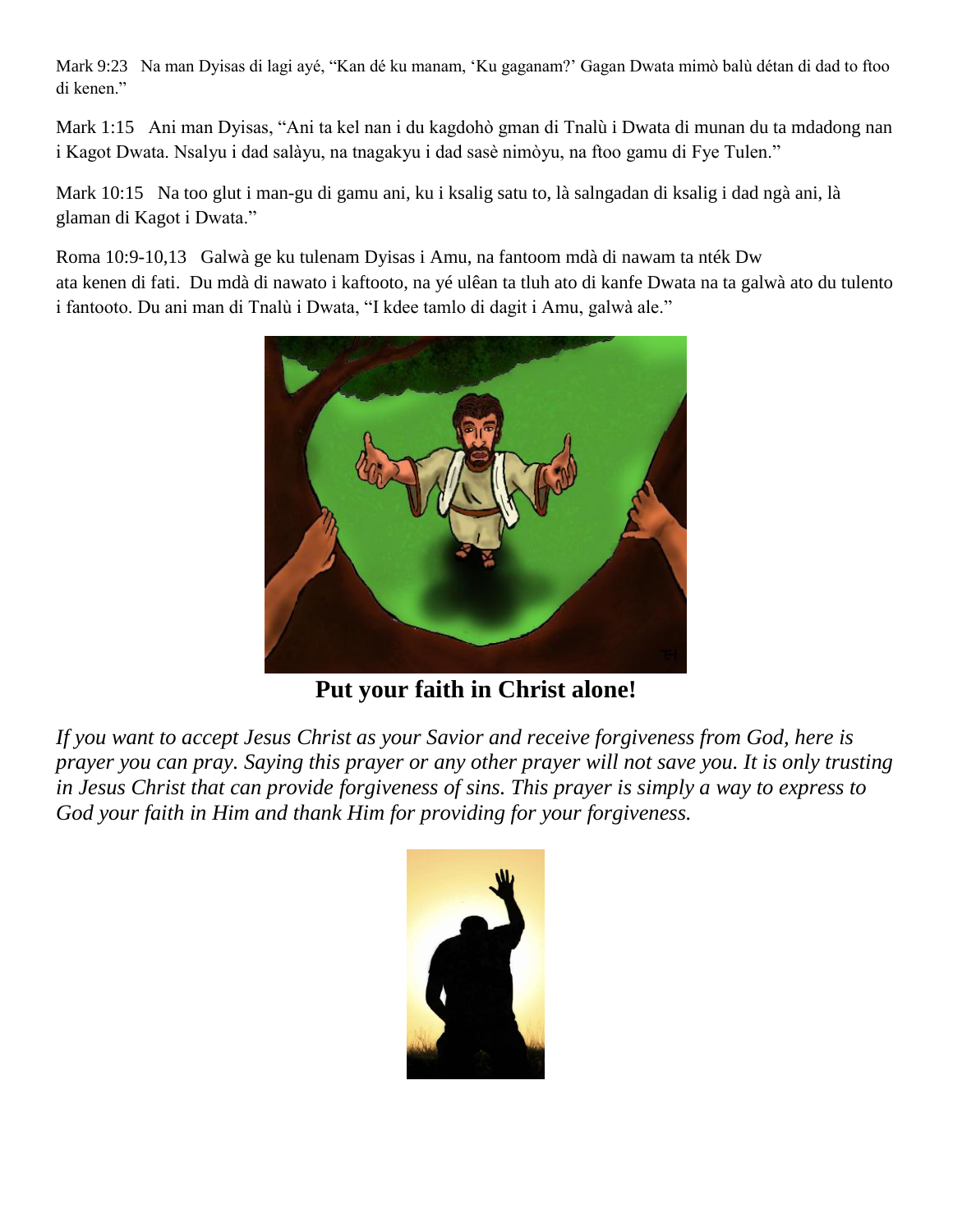Mark 9:23 Na man Dyisas di lagi ayé, "Kan dé ku manam, 'Ku gaganam?' Gagan Dwata mimò balù détan di dad to ftoo di kenen."

Mark 1:15 Ani man Dyisas, "Ani ta kel nan i du kagdohò gman di Tnalù i Dwata di munan du ta mdadong nan i Kagot Dwata. Nsalyu i dad salàyu, na tnagakyu i dad sasè nimòyu, na ftoo gamu di Fye Tulen."

Mark 10:15 Na too glut i man-gu di gamu ani, ku i ksalig satu to, là salngadan di ksalig i dad ngà ani, là glaman di Kagot i Dwata."

Roma 10:9-10,13 Galwà ge ku tulenam Dyisas i Amu, na fantoom mdà di nawam ta nték Dwata kenen di fati. Du mdà di nawato i kaftooto, na yé ulêan ta tluh ato di kanfe Dwata na ta galwà ato du tulento i fantooto. Du ani man di Tnalù i Dwata, "I kdee tamlo di dagit i Amu, galwà ale."

**Put your faith in Christ alone!**

*If you want to accept Jesus Christ as your Savior and receive forgiveness from God, here is prayer you can pray. Saying this prayer or any other prayer will not save you. It is only trusting in Jesus Christ that can provide forgiveness of sins. This prayer is simply a way to express to God your faith in Him and thank Him for providing for your forgiveness.*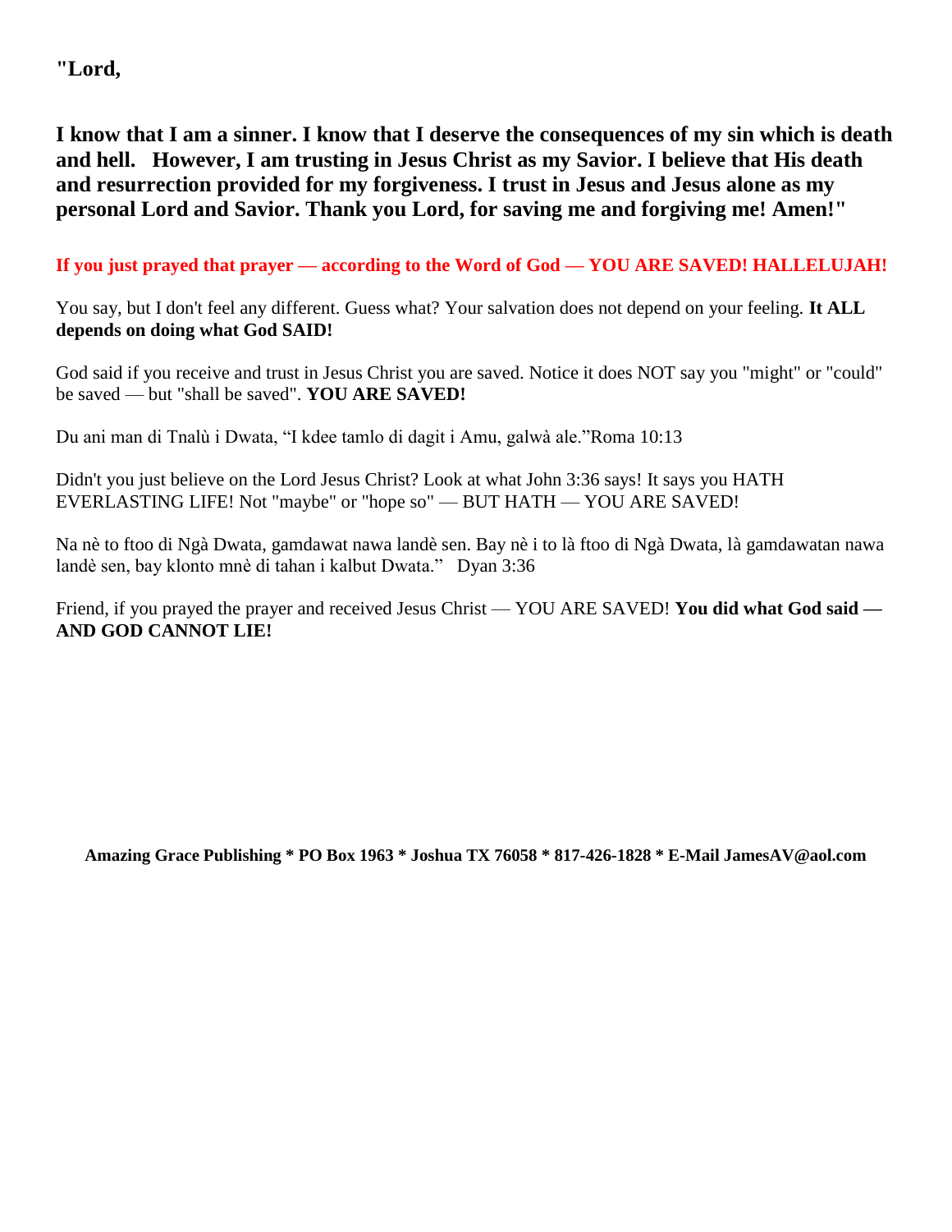**"Lord,**

**I know that I am a sinner. I know that I deserve the consequences of my sin which is death and hell. However, I am trusting in Jesus Christ as my Savior. I believe that His death and resurrection provided for my forgiveness. I trust in Jesus and Jesus alone as my personal Lord and Savior. Thank you Lord, for saving me and forgiving me! Amen!"**

**If you just prayed that prayer — according to the Word of God — YOU ARE SAVED! HALLELUJAH!**

You say, but I don't feel any different. Guess what? Your salvation does not depend on your feeling. **It ALL depends on doing what God SAID!**

God said if you receive and trust in Jesus Christ you are saved. Notice it does NOT say you "might" or "could" be saved — but "shall be saved". **YOU ARE SAVED!**

Du ani man di Tnalù i Dwata, "I kdee tamlo di dagit i Amu, galwà ale."Roma 10:13

Didn't you just believe on the Lord Jesus Christ? Look at what John 3:36 says! It says you HATH EVERLASTING LIFE! Not "maybe" or "hope so" — BUT HATH — YOU ARE SAVED!

Na nè to ftoo di Ngà Dwata, gamdawat nawa landè sen. Bay nè i to là ftoo di Ngà Dwata, là gamdawatan nawa landè sen, bay klonto mnè di tahan i kalbut Dwata." Dyan 3:36

Friend, if you prayed the prayer and received Jesus Christ — YOU ARE SAVED! **You did what God said — AND GOD CANNOT LIE!**

**Amazing Grace Publishing * PO Box 1963 * Joshua TX 76058 * 817-426-1828 * E-Mail JamesAV@aol.com**